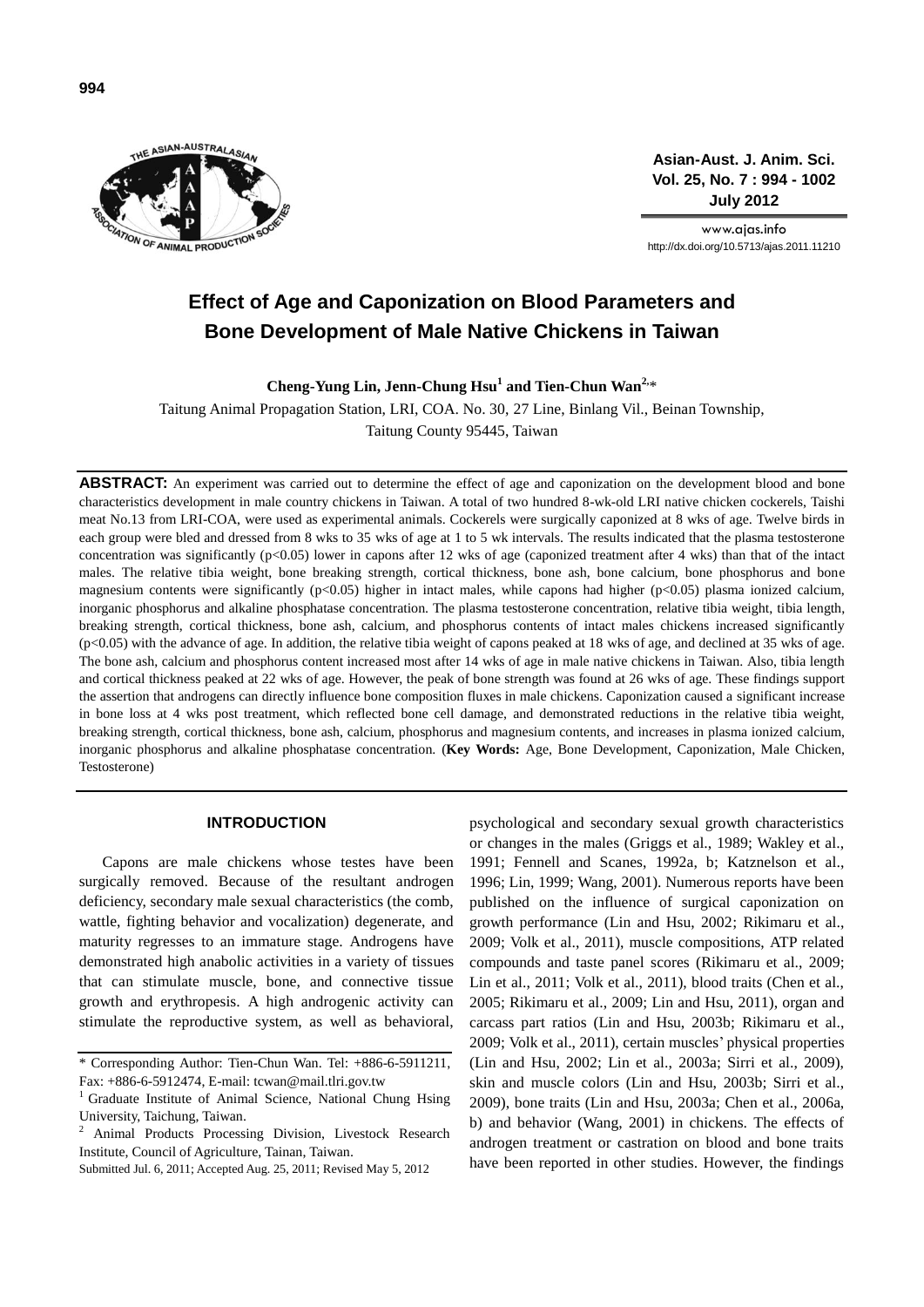# Effect of Age and Caponization on Blood Parameters and Bone Development of Male Native Chickens in Taiwan

**Cheng-Yung Lin, Jenn-Chung Hsu[1] and Tien-Chun Wan[2,]***

Taitung Animal Propagation Station, LRI, COA. No. 30, 27 Line, Binlang Vil., Beinan Township, Taitung County 95445, Taiwan

**ABSTRACT:** An experiment was carried out to determine the effect of age and caponization on the development blood and bone characteristics development in male country chickens in Taiwan. A total of two hundred 8-wk-old LRI native chicken cockerels, Taishi meat No.13 from LRI-COA, were used as experimental animals. Cockerels were surgically caponized at 8 wks of age. Twelve birds in each group were bled and dressed from 8 wks to 35 wks of age at 1 to 5 wk intervals. The results indicated that the plasma testosterone concentration was significantly ($p<0.05$) lower in capons after 12 wks of age (caponized treatment after 4 wks) than that of the intact males. The relative tibia weight, bone breaking strength, cortical thickness, bone ash, bone calcium, bone phosphorus and bone magnesium contents were significantly ($p<0.05$) higher in intact males, while capons had higher ($p<0.05$) plasma ionized calcium, inorganic phosphorus and alkaline phosphatase concentration. The plasma testosterone concentration, relative tibia weight, tibia length, breaking strength, cortical thickness, bone ash, calcium, and phosphorus contents of intact males chickens increased significantly ($p<0.05$) with the advance of age. In addition, the relative tibia weight of capons peaked at 18 wks of age, and declined at 35 wks of age. The bone ash, calcium and phosphorus content increased most after 14 wks of age in male native chickens in Taiwan. Also, tibia length and cortical thickness peaked at 22 wks of age. However, the peak of bone strength was found at 26 wks of age. These findings support the assertion that androgens can directly influence bone composition fluxes in male chickens. Caponization caused a significant increase in bone loss at 4 wks post treatment, which reflected bone cell damage, and demonstrated reductions in the relative tibia weight, breaking strength, cortical thickness, bone ash, calcium, phosphorus and magnesium contents, and increases in plasma ionized calcium, inorganic phosphorus and alkaline phosphatase concentration. (**Key Words:** Age, Bone Development, Caponization, Male Chicken, Testosterone)

## INTRODUCTION

Capons are male chickens whose testes have been surgically removed. Because of the resultant androgen deficiency, secondary male sexual characteristics (the comb, wattle, fighting behavior and vocalization) degenerate, and maturity regresses to an immature stage. Androgens have demonstrated high anabolic activities in a variety of tissues that can stimulate muscle, bone, and connective tissue growth and erythropesis. A high androgenic activity can stimulate the reproductive system, as well as behavioral, psychological and secondary sexual growth characteristics or changes in the males (Griggs et al., 1989; Wakley et al., 1991; Fennell and Scanes, 1992a, b; Katznelson et al., 1996; Lin, 1999; Wang, 2001). Numerous reports have been published on the influence of surgical caponization on growth performance (Lin and Hsu, 2002; Rikimaru et al., 2009; Volk et al., 2011), muscle compositions, ATP related compounds and taste panel scores (Rikimaru et al., 2009; Lin et al., 2011; Volk et al., 2011), blood traits (Chen et al., 2005; Rikimaru et al., 2009; Lin and Hsu, 2011), organ and carcass part ratios (Lin and Hsu, 2003b; Rikimaru et al., 2009; Volk et al., 2011), certain muscles' physical properties (Lin and Hsu, 2002; Lin et al., 2003a; Sirri et al., 2009), skin and muscle colors (Lin and Hsu, 2003b; Sirri et al., 2009), bone traits (Lin and Hsu, 2003a; Chen et al., 2006a, b) and behavior (Wang, 2001) in chickens. The effects of androgen treatment or castration on blood and bone traits have been reported in other studies. However, the findings

\* Corresponding Author: Tien-Chun Wan. Tel: +886-6-5911211, Fax: +886-6-5912474, E-mail: tcwan@mail.tlri.gov.tw

[1] Graduate Institute of Animal Science, National Chung Hsing University, Taichung, Taiwan.

[2] Animal Products Processing Division, Livestock Research Institute, Council of Agriculture, Tainan, Taiwan.

Submitted Jul. 6, 2011; Accepted Aug. 25, 2011; Revised May 5, 2012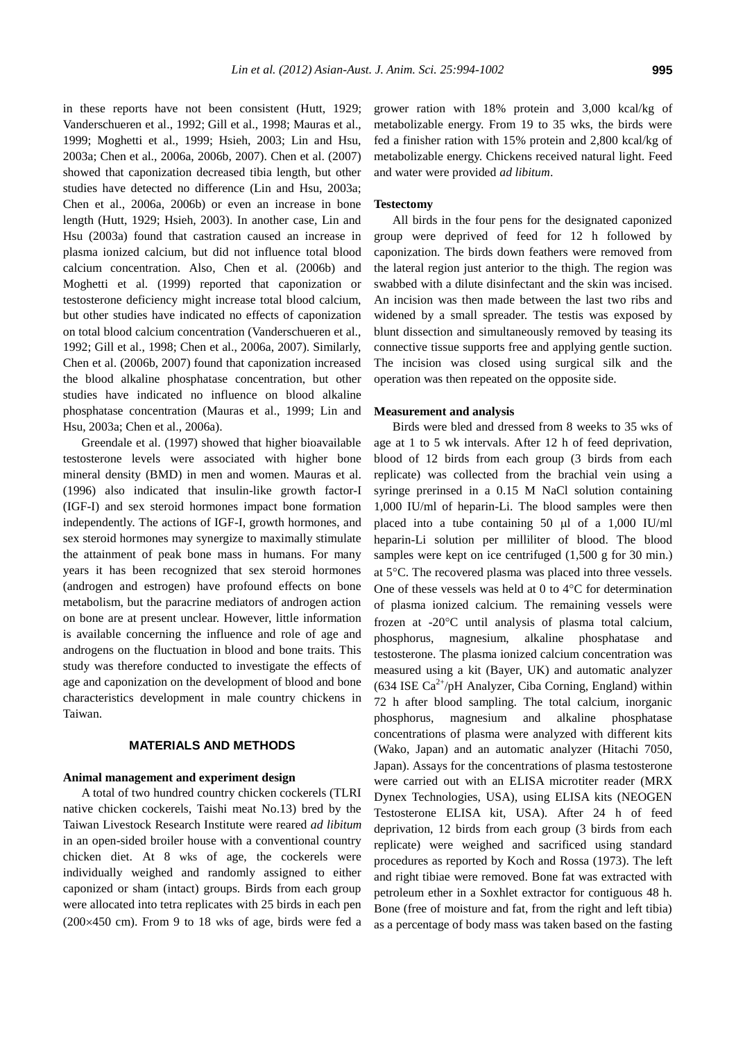in these reports have not been consistent (Hutt, 1929; Vanderschueren et al., 1992; Gill et al., 1998; Mauras et al., 1999; Moghetti et al., 1999; Hsieh, 2003; Lin and Hsu, 2003a; Chen et al., 2006a, 2006b, 2007). Chen et al. (2007) showed that caponization decreased tibia length, but other studies have detected no difference (Lin and Hsu, 2003a; Chen et al., 2006a, 2006b) or even an increase in bone length (Hutt, 1929; Hsieh, 2003). In another case, Lin and Hsu (2003a) found that castration caused an increase in plasma ionized calcium, but did not influence total blood calcium concentration. Also, Chen et al. (2006b) and Moghetti et al. (1999) reported that caponization or testosterone deficiency might increase total blood calcium, but other studies have indicated no effects of caponization on total blood calcium concentration (Vanderschueren et al., 1992; Gill et al., 1998; Chen et al., 2006a, 2007). Similarly, Chen et al. (2006b, 2007) found that caponization increased the blood alkaline phosphatase concentration, but other studies have indicated no influence on blood alkaline phosphatase concentration (Mauras et al., 1999; Lin and Hsu, 2003a; Chen et al., 2006a).

Greendale et al. (1997) showed that higher bioavailable testosterone levels were associated with higher bone mineral density (BMD) in men and women. Mauras et al. (1996) also indicated that insulin-like growth factor-I (IGF-I) and sex steroid hormones impact bone formation independently. The actions of IGF-I, growth hormones, and sex steroid hormones may synergize to maximally stimulate the attainment of peak bone mass in humans. For many years it has been recognized that sex steroid hormones (androgen and estrogen) have profound effects on bone metabolism, but the paracrine mediators of androgen action on bone are at present unclear. However, little information is available concerning the influence and role of age and androgens on the fluctuation in blood and bone traits. This study was therefore conducted to investigate the effects of age and caponization on the development of blood and bone characteristics development in male country chickens in Taiwan.

## MATERIALS AND METHODS

### Animal management and experiment design

A total of two hundred country chicken cockerels (TLRI native chicken cockerels, Taishi meat No.13) bred by the Taiwan Livestock Research Institute were reared *ad libitum* in an open-sided broiler house with a conventional country chicken diet. At 8 wks of age, the cockerels were individually weighed and randomly assigned to either caponized or sham (intact) groups. Birds from each group were allocated into tetra replicates with 25 birds in each pen (200×450 cm). From 9 to 18 wks of age, birds were fed a grower ration with 18% protein and 3,000 kcal/kg of metabolizable energy. From 19 to 35 wks, the birds were fed a finisher ration with 15% protein and 2,800 kcal/kg of metabolizable energy. Chickens received natural light. Feed and water were provided *ad libitum*.

### Testectomy

All birds in the four pens for the designated caponized group were deprived of feed for 12 h followed by caponization. The birds down feathers were removed from the lateral region just anterior to the thigh. The region was swabbed with a dilute disinfectant and the skin was incised. An incision was then made between the last two ribs and widened by a small spreader. The testis was exposed by blunt dissection and simultaneously removed by teasing its connective tissue supports free and applying gentle suction. The incision was closed using surgical silk and the operation was then repeated on the opposite side.

### Measurement and analysis

Birds were bled and dressed from 8 weeks to 35 wks of age at 1 to 5 wk intervals. After 12 h of feed deprivation, blood of 12 birds from each group (3 birds from each replicate) was collected from the brachial vein using a syringe prerinsed in a 0.15 M NaCl solution containing 1,000 IU/ml of heparin-Li. The blood samples were then placed into a tube containing 50 μl of a 1,000 IU/ml heparin-Li solution per milliliter of blood. The blood samples were kept on ice centrifuged (1,500 g for 30 min.) at 5°C. The recovered plasma was placed into three vessels. One of these vessels was held at 0 to 4°C for determination of plasma ionized calcium. The remaining vessels were frozen at -20°C until analysis of plasma total calcium, phosphorus, magnesium, alkaline phosphatase and testosterone. The plasma ionized calcium concentration was measured using a kit (Bayer, UK) and automatic analyzer (634 ISE $Ca^{2+}$/pH Analyzer, Ciba Corning, England) within 72 h after blood sampling. The total calcium, inorganic phosphorus, magnesium and alkaline phosphatase concentrations of plasma were analyzed with different kits (Wako, Japan) and an automatic analyzer (Hitachi 7050, Japan). Assays for the concentrations of plasma testosterone were carried out with an ELISA microtiter reader (MRX Dynex Technologies, USA), using ELISA kits (NEOGEN Testosterone ELISA kit, USA). After 24 h of feed deprivation, 12 birds from each group (3 birds from each replicate) were weighed and sacrificed using standard procedures as reported by Koch and Rossa (1973). The left and right tibiae were removed. Bone fat was extracted with petroleum ether in a Soxhlet extractor for contiguous 48 h. Bone (free of moisture and fat, from the right and left tibia) as a percentage of body mass was taken based on the fasting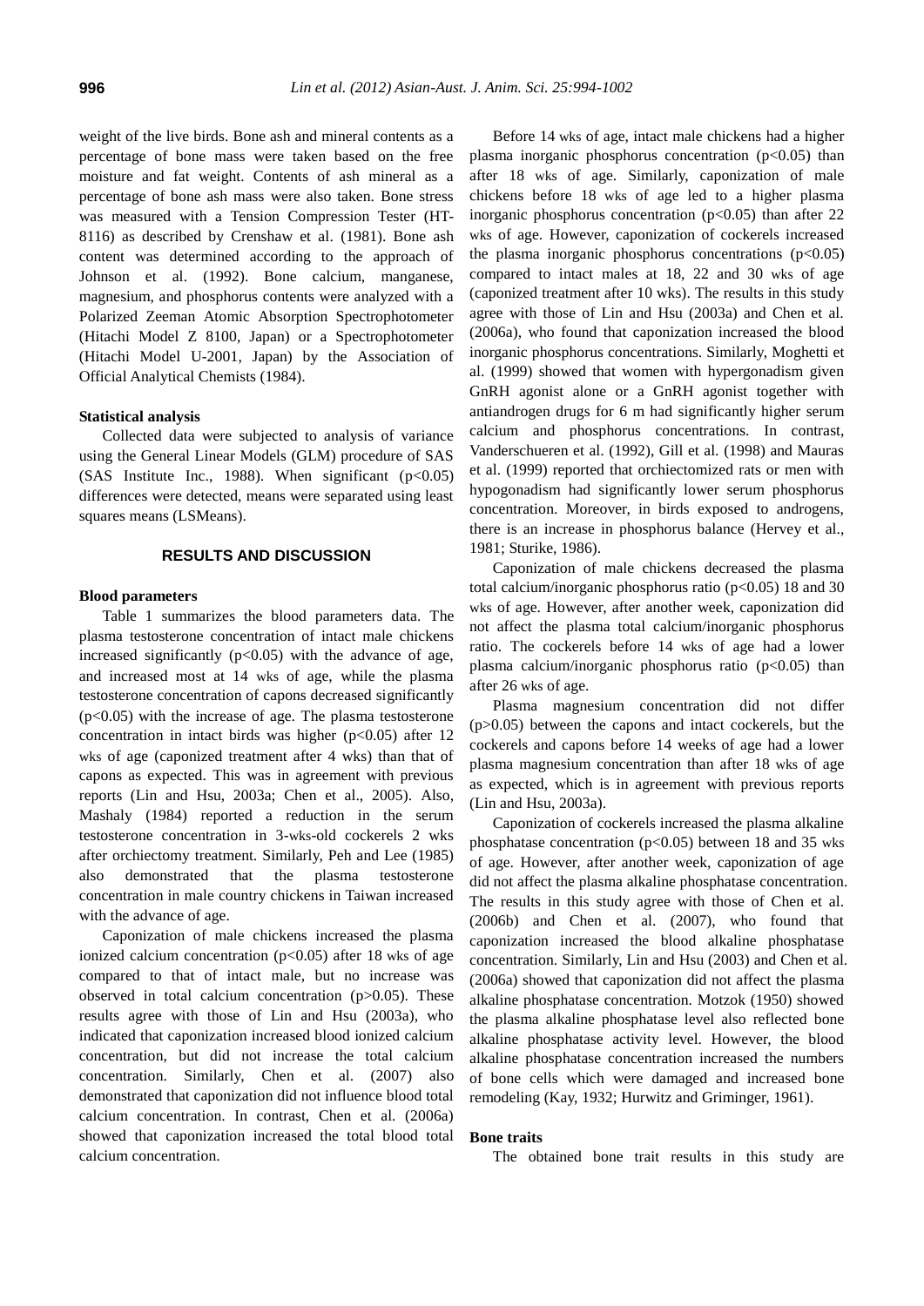weight of the live birds. Bone ash and mineral contents as a percentage of bone mass were taken based on the free moisture and fat weight. Contents of ash mineral as a percentage of bone ash mass were also taken. Bone stress was measured with a Tension Compression Tester (HT-8116) as described by Crenshaw et al. (1981). Bone ash content was determined according to the approach of Johnson et al. (1992). Bone calcium, manganese, magnesium, and phosphorus contents were analyzed with a Polarized Zeeman Atomic Absorption Spectrophotometer (Hitachi Model Z 8100, Japan) or a Spectrophotometer (Hitachi Model U-2001, Japan) by the Association of Official Analytical Chemists (1984).

### Statistical analysis

Collected data were subjected to analysis of variance using the General Linear Models (GLM) procedure of SAS (SAS Institute Inc., 1988). When significant ($p<0.05$) differences were detected, means were separated using least squares means (LSMeans).

## RESULTS AND DISCUSSION

### Blood parameters

Table 1 summarizes the blood parameters data. The plasma testosterone concentration of intact male chickens increased significantly ($p<0.05$) with the advance of age, and increased most at 14 wks of age, while the plasma testosterone concentration of capons decreased significantly ($p<0.05$) with the increase of age. The plasma testosterone concentration in intact birds was higher ($p<0.05$) after 12 wks of age (caponized treatment after 4 wks) than that of capons as expected. This was in agreement with previous reports (Lin and Hsu, 2003a; Chen et al., 2005). Also, Mashaly (1984) reported a reduction in the serum testosterone concentration in 3-wks-old cockerels 2 wks after orchiectomy treatment. Similarly, Peh and Lee (1985) also demonstrated that the plasma testosterone concentration in male country chickens in Taiwan increased with the advance of age.

Caponization of male chickens increased the plasma ionized calcium concentration ($p<0.05$) after 18 wks of age compared to that of intact male, but no increase was observed in total calcium concentration ($p>0.05$). These results agree with those of Lin and Hsu (2003a), who indicated that caponization increased blood ionized calcium concentration, but did not increase the total calcium concentration. Similarly, Chen et al. (2007) also demonstrated that caponization did not influence blood total calcium concentration. In contrast, Chen et al. (2006a) showed that caponization increased the total blood total calcium concentration.

Before 14 wks of age, intact male chickens had a higher plasma inorganic phosphorus concentration ($p<0.05$) than after 18 wks of age. Similarly, caponization of male chickens before 18 wks of age led to a higher plasma inorganic phosphorus concentration ($p<0.05$) than after 22 wks of age. However, caponization of cockerels increased the plasma inorganic phosphorus concentrations ($p<0.05$) compared to intact males at 18, 22 and 30 wks of age (caponized treatment after 10 wks). The results in this study agree with those of Lin and Hsu (2003a) and Chen et al. (2006a), who found that caponization increased the blood inorganic phosphorus concentrations. Similarly, Moghetti et al. (1999) showed that women with hypergonadism given GnRH agonist alone or a GnRH agonist together with antiandrogen drugs for 6 m had significantly higher serum calcium and phosphorus concentrations. In contrast, Vanderschueren et al. (1992), Gill et al. (1998) and Mauras et al. (1999) reported that orchiectomized rats or men with hypogonadism had significantly lower serum phosphorus concentration. Moreover, in birds exposed to androgens, there is an increase in phosphorus balance (Hervey et al., 1981; Sturike, 1986).

Caponization of male chickens decreased the plasma total calcium/inorganic phosphorus ratio ($p<0.05$) 18 and 30 wks of age. However, after another week, caponization did not affect the plasma total calcium/inorganic phosphorus ratio. The cockerels before 14 wks of age had a lower plasma calcium/inorganic phosphorus ratio ($p<0.05$) than after 26 wks of age.

Plasma magnesium concentration did not differ ($p>0.05$) between the capons and intact cockerels, but the cockerels and capons before 14 weeks of age had a lower plasma magnesium concentration than after 18 wks of age as expected, which is in agreement with previous reports (Lin and Hsu, 2003a).

Caponization of cockerels increased the plasma alkaline phosphatase concentration ($p<0.05$) between 18 and 35 wks of age. However, after another week, caponization of age did not affect the plasma alkaline phosphatase concentration. The results in this study agree with those of Chen et al. (2006b) and Chen et al. (2007), who found that caponization increased the blood alkaline phosphatase concentration. Similarly, Lin and Hsu (2003) and Chen et al. (2006a) showed that caponization did not affect the plasma alkaline phosphatase concentration. Motzok (1950) showed the plasma alkaline phosphatase level also reflected bone alkaline phosphatase activity level. However, the blood alkaline phosphatase concentration increased the numbers of bone cells which were damaged and increased bone remodeling (Kay, 1932; Hurwitz and Griminger, 1961).

### Bone traits

The obtained bone trait results in this study are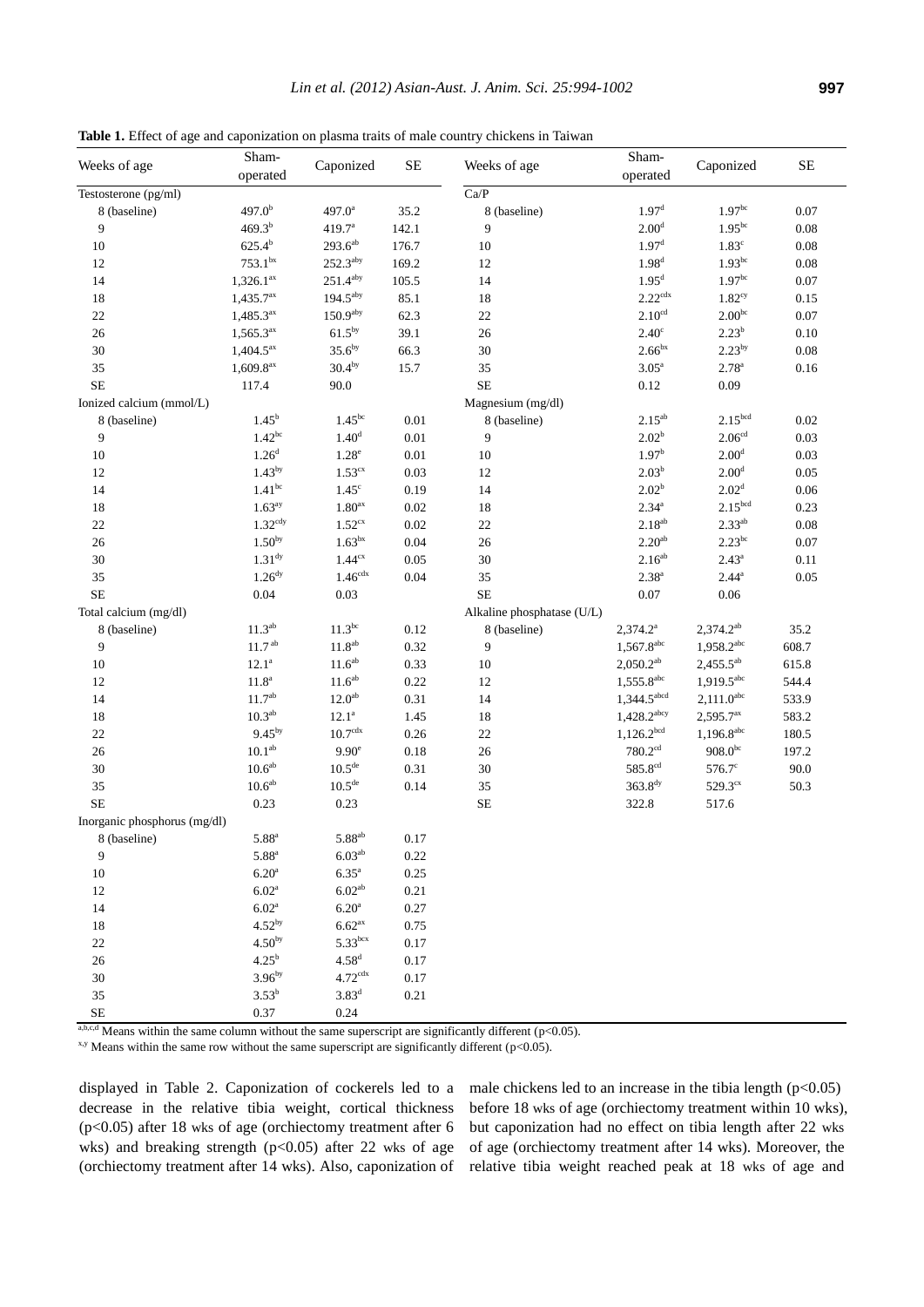**Table 1.** Effect of age and caponization on plasma traits of male country chickens in Taiwan

| Weeks of age | Sham-operated | Caponized | SE | Weeks of age | Sham-operated | Caponized | SE |
|---|---|---|---|---|---|---|---|
| Testosterone (pg/ml) | | | | Ca/P | | | |
| 8 (baseline) | 497.0$^{b}$ | 497.0$^{a}$ | 35.2 | 8 (baseline) | 1.97$^{d}$ | 1.97$^{bc}$ | 0.07 |
| 9 | 469.3$^{b}$ | 419.7$^{a}$ | 142.1 | 9 | 2.00$^{d}$ | 1.95$^{bc}$ | 0.08 |
| 10 | 625.4$^{b}$ | 293.6$^{ab}$ | 176.7 | 10 | 1.97$^{d}$ | 1.83$^{c}$ | 0.08 |
| 12 | 753.1$^{bx}$ | 252.3$^{aby}$ | 169.2 | 12 | 1.98$^{d}$ | 1.93$^{bc}$ | 0.08 |
| 14 | 1,326.1$^{ax}$ | 251.4$^{aby}$ | 105.5 | 14 | 1.95$^{d}$ | 1.97$^{bc}$ | 0.07 |
| 18 | 1,435.7$^{ax}$ | 194.5$^{aby}$ | 85.1 | 18 | 2.22$^{cdx}$ | 1.82$^{cy}$ | 0.15 |
| 22 | 1,485.3$^{ax}$ | 150.9$^{aby}$ | 62.3 | 22 | 2.10$^{cd}$ | 2.00$^{bc}$ | 0.07 |
| 26 | 1,565.3$^{ax}$ | 61.5$^{by}$ | 39.1 | 26 | 2.40$^{c}$ | 2.23$^{b}$ | 0.10 |
| 30 | 1,404.5$^{ax}$ | 35.6$^{by}$ | 66.3 | 30 | 2.66$^{bx}$ | 2.23$^{by}$ | 0.08 |
| 35 | 1,609.8$^{ax}$ | 30.4$^{by}$ | 15.7 | 35 | 3.05$^{a}$ | 2.78$^{a}$ | 0.16 |
| SE | 117.4 | 90.0 | | SE | 0.12 | 0.09 | |
| Ionized calcium (mmol/L) | | | | Magnesium (mg/dl) | | | |
| 8 (baseline) | 1.45$^{b}$ | 1.45$^{bc}$ | 0.01 | 8 (baseline) | 2.15$^{ab}$ | 2.15$^{bcd}$ | 0.02 |
| 9 | 1.42$^{bc}$ | 1.40$^{d}$ | 0.01 | 9 | 2.02$^{b}$ | 2.06$^{cd}$ | 0.03 |
| 10 | 1.26$^{d}$ | 1.28$^{e}$ | 0.01 | 10 | 1.97$^{b}$ | 2.00$^{d}$ | 0.03 |
| 12 | 1.43$^{by}$ | 1.53$^{cx}$ | 0.03 | 12 | 2.03$^{b}$ | 2.00$^{d}$ | 0.05 |
| 14 | 1.41$^{bc}$ | 1.45$^{c}$ | 0.19 | 14 | 2.02$^{b}$ | 2.02$^{d}$ | 0.06 |
| 18 | 1.63$^{ay}$ | 1.80$^{ax}$ | 0.02 | 18 | 2.34$^{a}$ | 2.15$^{bcd}$ | 0.23 |
| 22 | 1.32$^{cdy}$ | 1.52$^{cx}$ | 0.02 | 22 | 2.18$^{ab}$ | 2.33$^{ab}$ | 0.08 |
| 26 | 1.50$^{by}$ | 1.63$^{bx}$ | 0.04 | 26 | 2.20$^{ab}$ | 2.23$^{bc}$ | 0.07 |
| 30 | 1.31$^{dy}$ | 1.44$^{cx}$ | 0.05 | 30 | 2.16$^{ab}$ | 2.43$^{a}$ | 0.11 |
| 35 | 1.26$^{dy}$ | 1.46$^{cdx}$ | 0.04 | 35 | 2.38$^{a}$ | 2.44$^{a}$ | 0.05 |
| SE | 0.04 | 0.03 | | SE | 0.07 | 0.06 | |
| Total calcium (mg/dl) | | | | Alkaline phosphatase (U/L) | | | |
| 8 (baseline) | 11.3$^{ab}$ | 11.3$^{bc}$ | 0.12 | 8 (baseline) | 2,374.2$^{a}$ | 2,374.2$^{ab}$ | 35.2 |
| 9 | 11.7$^{ab}$ | 11.8$^{ab}$ | 0.32 | 9 | 1,567.8$^{abc}$ | 1,958.2$^{abc}$ | 608.7 |
| 10 | 12.1$^{a}$ | 11.6$^{ab}$ | 0.33 | 10 | 2,050.2$^{ab}$ | 2,455.5$^{ab}$ | 615.8 |
| 12 | 11.8$^{a}$ | 11.6$^{ab}$ | 0.22 | 12 | 1,555.8$^{abc}$ | 1,919.5$^{abc}$ | 544.4 |
| 14 | 11.7$^{ab}$ | 12.0$^{ab}$ | 0.31 | 14 | 1,344.5$^{abcd}$ | 2,111.0$^{abc}$ | 533.9 |
| 18 | 10.3$^{ab}$ | 12.1$^{a}$ | 1.45 | 18 | 1,428.2$^{abcy}$ | 2,595.7$^{ax}$ | 583.2 |
| 22 | 9.45$^{by}$ | 10.7$^{cdx}$ | 0.26 | 22 | 1,126.2$^{bcd}$ | 1,196.8$^{abc}$ | 180.5 |
| 26 | 10.1$^{ab}$ | 9.90$^{e}$ | 0.18 | 26 | 780.2$^{cd}$ | 908.0$^{bc}$ | 197.2 |
| 30 | 10.6$^{ab}$ | 10.5$^{de}$ | 0.31 | 30 | 585.8$^{cd}$ | 576.7$^{c}$ | 90.0 |
| 35 | 10.6$^{ab}$ | 10.5$^{de}$ | 0.14 | 35 | 363.8$^{dy}$ | 529.3$^{cx}$ | 50.3 |
| SE | 0.23 | 0.23 | | SE | 322.8 | 517.6 | |
| Inorganic phosphorus (mg/dl) | | | | | | | |
| 8 (baseline) | 5.88$^{a}$ | 5.88$^{ab}$ | 0.17 | | | | |
| 9 | 5.88$^{a}$ | 6.03$^{ab}$ | 0.22 | | | | |
| 10 | 6.20$^{a}$ | 6.35$^{a}$ | 0.25 | | | | |
| 12 | 6.02$^{a}$ | 6.02$^{ab}$ | 0.21 | | | | |
| 14 | 6.02$^{a}$ | 6.20$^{a}$ | 0.27 | | | | |
| 18 | 4.52$^{by}$ | 6.62$^{ax}$ | 0.75 | | | | |
| 22 | 4.50$^{by}$ | 5.33$^{bcx}$ | 0.17 | | | | |
| 26 | 4.25$^{b}$ | 4.58$^{d}$ | 0.17 | | | | |
| 30 | 3.96$^{by}$ | 4.72$^{cdx}$ | 0.17 | | | | |
| 35 | 3.53$^{b}$ | 3.83$^{d}$ | 0.21 | | | | |
| SE | 0.37 | 0.24 | | | | | |

[a,b,c,d] Means within the same column without the same superscript are significantly different (p<0.05).

[x,y] Means within the same row without the same superscript are significantly different (p<0.05).

displayed in Table 2. Caponization of cockerels led to a decrease in the relative tibia weight, cortical thickness (p<0.05) after 18 wks of age (orchiectomy treatment after 6 wks) and breaking strength (p<0.05) after 22 wks of age (orchiectomy treatment after 14 wks). Also, caponization of male chickens led to an increase in the tibia length (p<0.05) before 18 wks of age (orchiectomy treatment within 10 wks), but caponization had no effect on tibia length after 22 wks of age (orchiectomy treatment after 14 wks). Moreover, the relative tibia weight reached peak at 18 wks of age and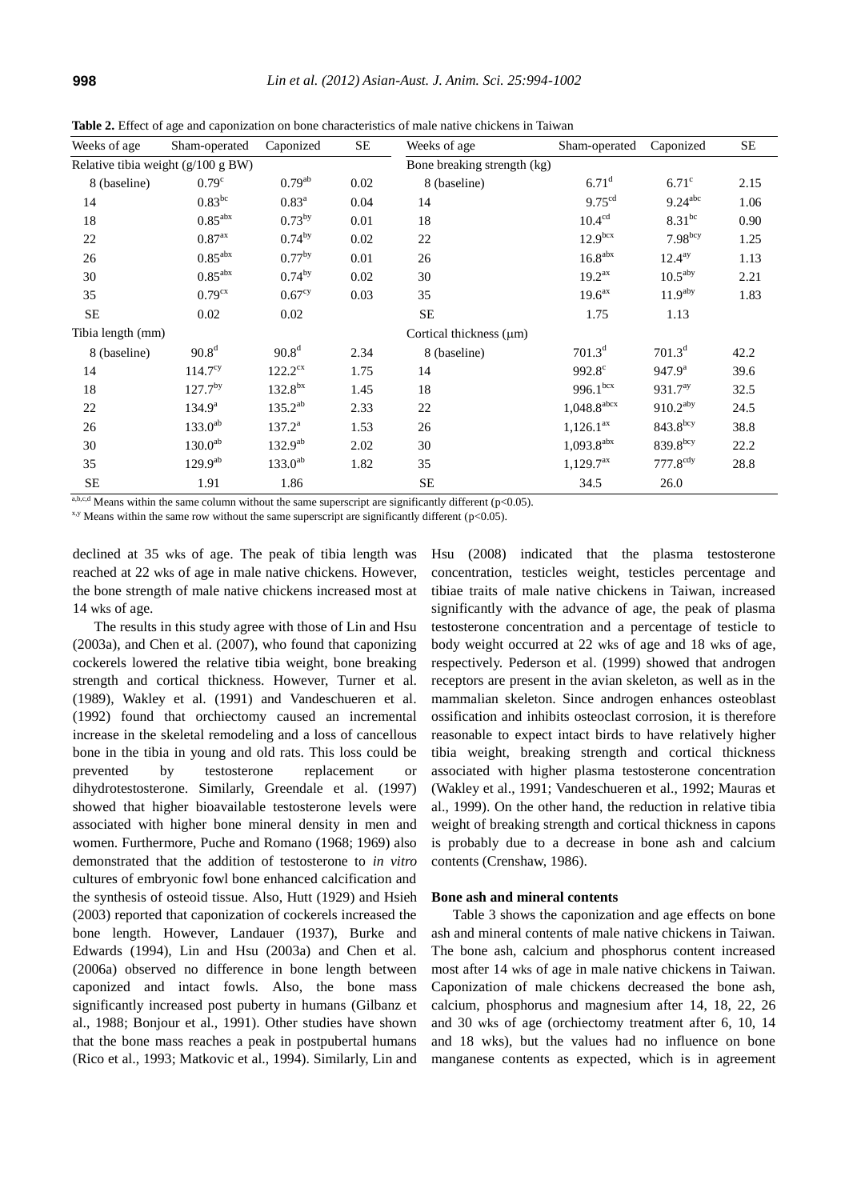**Table 2.** Effect of age and caponization on bone characteristics of male native chickens in Taiwan

| Weeks of age | Sham-operated | Caponized | SE | Weeks of age | Sham-operated | Caponized | SE |
|---|---|---|---|---|---|---|---|
| Relative tibia weight (g/100 g BW) | | | | Bone breaking strength (kg) | | | |
| 8 (baseline) | $0.79^{c}$ | $0.79^{ab}$ | 0.02 | 8 (baseline) | $6.71^{d}$ | $6.71^{c}$ | 2.15 |
| 14 | $0.83^{bc}$ | $0.83^{a}$ | 0.04 | 14 | $9.75^{cd}$ | $9.24^{abc}$ | 1.06 |
| 18 | $0.85^{abx}$ | $0.73^{by}$ | 0.01 | 18 | $10.4^{cd}$ | $8.31^{bc}$ | 0.90 |
| 22 | $0.87^{ax}$ | $0.74^{by}$ | 0.02 | 22 | $12.9^{bcx}$ | $7.98^{bcy}$ | 1.25 |
| 26 | $0.85^{abx}$ | $0.77^{by}$ | 0.01 | 26 | $16.8^{abx}$ | $12.4^{ay}$ | 1.13 |
| 30 | $0.85^{abx}$ | $0.74^{by}$ | 0.02 | 30 | $19.2^{ax}$ | $10.5^{aby}$ | 2.21 |
| 35 | $0.79^{cx}$ | $0.67^{cy}$ | 0.03 | 35 | $19.6^{ax}$ | $11.9^{aby}$ | 1.83 |
| SE | 0.02 | 0.02 | | SE | 1.75 | 1.13 | |
| Tibia length (mm) | | | | Cortical thickness (μm) | | | |
| 8 (baseline) | $90.8^{d}$ | $90.8^{d}$ | 2.34 | 8 (baseline) | $701.3^{d}$ | $701.3^{d}$ | 42.2 |
| 14 | $114.7^{cy}$ | $122.2^{cx}$ | 1.75 | 14 | $992.8^{c}$ | $947.9^{a}$ | 39.6 |
| 18 | $127.7^{by}$ | $132.8^{bx}$ | 1.45 | 18 | $996.1^{bcx}$ | $931.7^{ay}$ | 32.5 |
| 22 | $134.9^{a}$ | $135.2^{ab}$ | 2.33 | 22 | $1,048.8^{abcx}$ | $910.2^{aby}$ | 24.5 |
| 26 | $133.0^{ab}$ | $137.2^{a}$ | 1.53 | 26 | $1,126.1^{ax}$ | $843.8^{bcy}$ | 38.8 |
| 30 | $130.0^{ab}$ | $132.9^{ab}$ | 2.02 | 30 | $1,093.8^{abx}$ | $839.8^{bcy}$ | 22.2 |
| 35 | $129.9^{ab}$ | $133.0^{ab}$ | 1.82 | 35 | $1,129.7^{ax}$ | $777.8^{cdy}$ | 28.8 |
| SE | 1.91 | 1.86 | | SE | 34.5 | 26.0 | |

[a,b,c,d] Means within the same column without the same superscript are significantly different ($p<0.05$).

[x,y] Means within the same row without the same superscript are significantly different ($p<0.05$).

declined at 35 wks of age. The peak of tibia length was reached at 22 wks of age in male native chickens. However, the bone strength of male native chickens increased most at 14 wks of age.

The results in this study agree with those of Lin and Hsu (2003a), and Chen et al. (2007), who found that caponizing cockerels lowered the relative tibia weight, bone breaking strength and cortical thickness. However, Turner et al. (1989), Wakley et al. (1991) and Vandeschueren et al. (1992) found that orchiectomy caused an incremental increase in the skeletal remodeling and a loss of cancellous bone in the tibia in young and old rats. This loss could be prevented by testosterone replacement or dihydrotestosterone. Similarly, Greendale et al. (1997) showed that higher bioavailable testosterone levels were associated with higher bone mineral density in men and women. Furthermore, Puche and Romano (1968; 1969) also demonstrated that the addition of testosterone to *in vitro* cultures of embryonic fowl bone enhanced calcification and the synthesis of osteoid tissue. Also, Hutt (1929) and Hsieh (2003) reported that caponization of cockerels increased the bone length. However, Landauer (1937), Burke and Edwards (1994), Lin and Hsu (2003a) and Chen et al. (2006a) observed no difference in bone length between caponized and intact fowls. Also, the bone mass significantly increased post puberty in humans (Gilbanz et al., 1988; Bonjour et al., 1991). Other studies have shown that the bone mass reaches a peak in postpubertal humans (Rico et al., 1993; Matkovic et al., 1994). Similarly, Lin and Hsu (2008) indicated that the plasma testosterone concentration, testicles weight, testicles percentage and tibiae traits of male native chickens in Taiwan, increased significantly with the advance of age, the peak of plasma testosterone concentration and a percentage of testicle to body weight occurred at 22 wks of age and 18 wks of age, respectively. Pederson et al. (1999) showed that androgen receptors are present in the avian skeleton, as well as in the mammalian skeleton. Since androgen enhances osteoblast ossification and inhibits osteoclast corrosion, it is therefore reasonable to expect intact birds to have relatively higher tibia weight, breaking strength and cortical thickness associated with higher plasma testosterone concentration (Wakley et al., 1991; Vandeschueren et al., 1992; Mauras et al., 1999). On the other hand, the reduction in relative tibia weight of breaking strength and cortical thickness in capons is probably due to a decrease in bone ash and calcium contents (Crenshaw, 1986).

### Bone ash and mineral contents

Table 3 shows the caponization and age effects on bone ash and mineral contents of male native chickens in Taiwan. The bone ash, calcium and phosphorus content increased most after 14 wks of age in male native chickens in Taiwan. Caponization of male chickens decreased the bone ash, calcium, phosphorus and magnesium after 14, 18, 22, 26 and 30 wks of age (orchiectomy treatment after 6, 10, 14 and 18 wks), but the values had no influence on bone manganese contents as expected, which is in agreement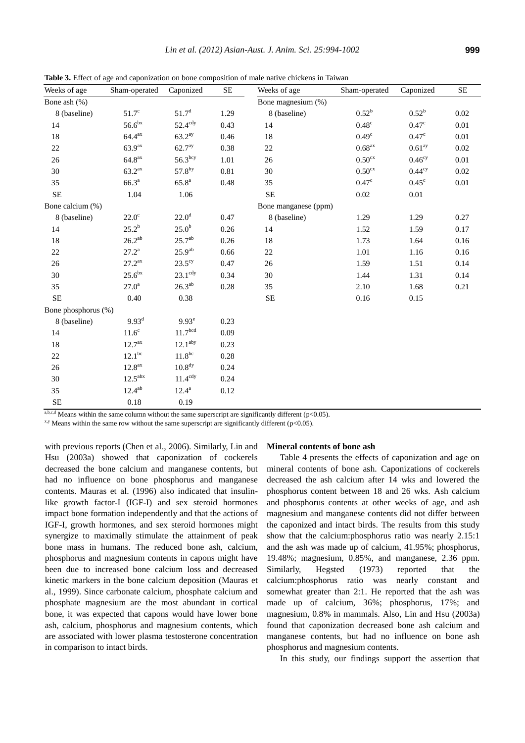**Table 3.** Effect of age and caponization on bone composition of male native chickens in Taiwan

| Weeks of age | Sham-operated | Caponized | SE | Weeks of age | Sham-operated | Caponized | SE |
|---|---|---|---|---|---|---|---|
| Bone ash (%) | | | | Bone magnesium (%) | | | |
| 8 (baseline) | $51.7^{c}$ | $51.7^{d}$ | 1.29 | 8 (baseline) | $0.52^{b}$ | $0.52^{b}$ | 0.02 |
| 14 | $56.6^{bx}$ | $52.4^{cdy}$ | 0.43 | 14 | $0.48^{c}$ | $0.47^{c}$ | 0.01 |
| 18 | $64.4^{ax}$ | $63.2^{ay}$ | 0.46 | 18 | $0.49^{c}$ | $0.47^{c}$ | 0.01 |
| 22 | $63.9^{ax}$ | $62.7^{ay}$ | 0.38 | 22 | $0.68^{ax}$ | $0.61^{ay}$ | 0.02 |
| 26 | $64.8^{ax}$ | $56.3^{bcy}$ | 1.01 | 26 | $0.50^{cx}$ | $0.46^{cy}$ | 0.01 |
| 30 | $63.2^{ax}$ | $57.8^{by}$ | 0.81 | 30 | $0.50^{cx}$ | $0.44^{cy}$ | 0.02 |
| 35 | $66.3^{a}$ | $65.8^{a}$ | 0.48 | 35 | $0.47^{c}$ | $0.45^{c}$ | 0.01 |
| SE | 1.04 | 1.06 | | SE | 0.02 | 0.01 | |
| Bone calcium (%) | | | | Bone manganese (ppm) | | | |
| 8 (baseline) | $22.0^{c}$ | $22.0^{d}$ | 0.47 | 8 (baseline) | 1.29 | 1.29 | 0.27 |
| 14 | $25.2^{b}$ | $25.0^{b}$ | 0.26 | 14 | 1.52 | 1.59 | 0.17 |
| 18 | $26.2^{ab}$ | $25.7^{ab}$ | 0.26 | 18 | 1.73 | 1.64 | 0.16 |
| 22 | $27.2^{a}$ | $25.9^{ab}$ | 0.66 | 22 | 1.01 | 1.16 | 0.16 |
| 26 | $27.2^{ax}$ | $23.5^{cy}$ | 0.47 | 26 | 1.59 | 1.51 | 0.14 |
| 30 | $25.6^{bx}$ | $23.1^{cdy}$ | 0.34 | 30 | 1.44 | 1.31 | 0.14 |
| 35 | $27.0^{a}$ | $26.3^{ab}$ | 0.28 | 35 | 2.10 | 1.68 | 0.21 |
| SE | 0.40 | 0.38 | | SE | 0.16 | 0.15 | |
| Bone phosphorus (%) | | | | | | | |
| 8 (baseline) | $9.93^{d}$ | $9.93^{e}$ | 0.23 | | | | |
| 14 | $11.6^{c}$ | $11.7^{bcd}$ | 0.09 | | | | |
| 18 | $12.7^{ax}$ | $12.1^{aby}$ | 0.23 | | | | |
| 22 | $12.1^{bc}$ | $11.8^{bc}$ | 0.28 | | | | |
| 26 | $12.8^{ax}$ | $10.8^{dy}$ | 0.24 | | | | |
| 30 | $12.5^{abx}$ | $11.4^{cdy}$ | 0.24 | | | | |
| 35 | $12.4^{ab}$ | $12.4^{a}$ | 0.12 | | | | |
| SE | 0.18 | 0.19 | | | | | |

[a,b,c,d] Means within the same column without the same superscript are significantly different ($p<0.05$).

[x,y] Means within the same row without the same superscript are significantly different ($p<0.05$).

with previous reports (Chen et al., 2006). Similarly, Lin and Hsu (2003a) showed that caponization of cockerels decreased the bone calcium and manganese contents, but had no influence on bone phosphorus and manganese contents. Mauras et al. (1996) also indicated that insulin-like growth factor-I (IGF-I) and sex steroid hormones impact bone formation independently and that the actions of IGF-I, growth hormones, and sex steroid hormones might synergize to maximally stimulate the attainment of peak bone mass in humans. The reduced bone ash, calcium, phosphorus and magnesium contents in capons might have been due to increased bone calcium loss and decreased kinetic markers in the bone calcium deposition (Mauras et al., 1999). Since carbonate calcium, phosphate calcium and phosphate magnesium are the most abundant in cortical bone, it was expected that capons would have lower bone ash, calcium, phosphorus and magnesium contents, which are associated with lower plasma testosterone concentration in comparison to intact birds.

**Mineral contents of bone ash**

Table 4 presents the effects of caponization and age on mineral contents of bone ash. Caponizations of cockerels decreased the ash calcium after 14 wks and lowered the phosphorus content between 18 and 26 wks. Ash calcium and phosphorus contents at other weeks of age, and ash magnesium and manganese contents did not differ between the caponized and intact birds. The results from this study show that the calcium:phosphorus ratio was nearly 2.15:1 and the ash was made up of calcium, 41.95%; phosphorus, 19.48%; magnesium, 0.85%, and manganese, 2.36 ppm. Similarly, Hegsted (1973) reported that the calcium:phosphorus ratio was nearly constant and somewhat greater than 2:1. He reported that the ash was made up of calcium, 36%; phosphorus, 17%; and magnesium, 0.8% in mammals. Also, Lin and Hsu (2003a) found that caponization decreased bone ash calcium and manganese contents, but had no influence on bone ash phosphorus and magnesium contents.

In this study, our findings support the assertion that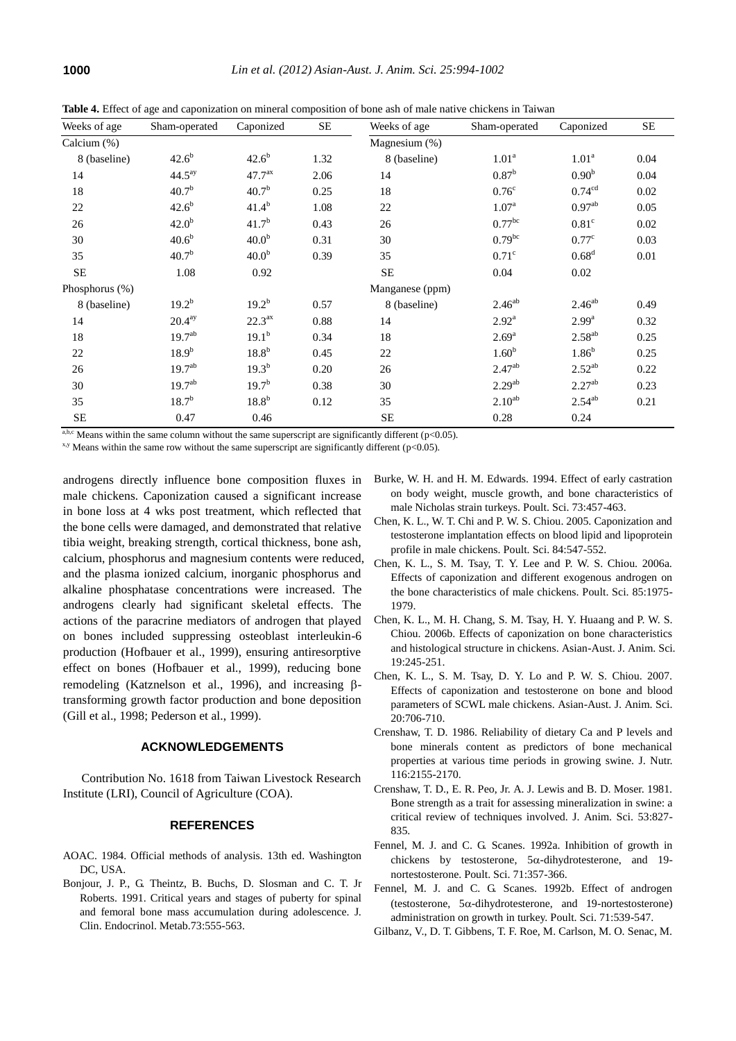**Table 4.** Effect of age and caponization on mineral composition of bone ash of male native chickens in Taiwan

| Weeks of age | Sham-operated | Caponized | SE | Weeks of age | Sham-operated | Caponized | SE |
|---|---|---|---|---|---|---|---|
| Calcium (%) | | | | Magnesium (%) | | | |
| 8 (baseline) | $42.6^{b}$ | $42.6^{b}$ | 1.32 | 8 (baseline) | $1.01^{a}$ | $1.01^{a}$ | 0.04 |
| 14 | $44.5^{ay}$ | $47.7^{ax}$ | 2.06 | 14 | $0.87^{b}$ | $0.90^{b}$ | 0.04 |
| 18 | $40.7^{b}$ | $40.7^{b}$ | 0.25 | 18 | $0.76^{c}$ | $0.74^{cd}$ | 0.02 |
| 22 | $42.6^{b}$ | $41.4^{b}$ | 1.08 | 22 | $1.07^{a}$ | $0.97^{ab}$ | 0.05 |
| 26 | $42.0^{b}$ | $41.7^{b}$ | 0.43 | 26 | $0.77^{bc}$ | $0.81^{c}$ | 0.02 |
| 30 | $40.6^{b}$ | $40.0^{b}$ | 0.31 | 30 | $0.79^{bc}$ | $0.77^{c}$ | 0.03 |
| 35 | $40.7^{b}$ | $40.0^{b}$ | 0.39 | 35 | $0.71^{c}$ | $0.68^{d}$ | 0.01 |
| SE | 1.08 | 0.92 | | SE | 0.04 | 0.02 | |
| Phosphorus (%) | | | | Manganese (ppm) | | | |
| 8 (baseline) | $19.2^{b}$ | $19.2^{b}$ | 0.57 | 8 (baseline) | $2.46^{ab}$ | $2.46^{ab}$ | 0.49 |
| 14 | $20.4^{ay}$ | $22.3^{ax}$ | 0.88 | 14 | $2.92^{a}$ | $2.99^{a}$ | 0.32 |
| 18 | $19.7^{ab}$ | $19.1^{b}$ | 0.34 | 18 | $2.69^{a}$ | $2.58^{ab}$ | 0.25 |
| 22 | $18.9^{b}$ | $18.8^{b}$ | 0.45 | 22 | $1.60^{b}$ | $1.86^{b}$ | 0.25 |
| 26 | $19.7^{ab}$ | $19.3^{b}$ | 0.20 | 26 | $2.47^{ab}$ | $2.52^{ab}$ | 0.22 |
| 30 | $19.7^{ab}$ | $19.7^{b}$ | 0.38 | 30 | $2.29^{ab}$ | $2.27^{ab}$ | 0.23 |
| 35 | $18.7^{b}$ | $18.8^{b}$ | 0.12 | 35 | $2.10^{ab}$ | $2.54^{ab}$ | 0.21 |
| SE | 0.47 | 0.46 | | SE | 0.28 | 0.24 | |

[a,b,c] Means within the same column without the same superscript are significantly different ($p<0.05$).

[x,y] Means within the same row without the same superscript are significantly different ($p<0.05$).

androgens directly influence bone composition fluxes in male chickens. Caponization caused a significant increase in bone loss at 4 wks post treatment, which reflected that the bone cells were damaged, and demonstrated that relative tibia weight, breaking strength, cortical thickness, bone ash, calcium, phosphorus and magnesium contents were reduced, and the plasma ionized calcium, inorganic phosphorus and alkaline phosphatase concentrations were increased. The androgens clearly had significant skeletal effects. The actions of the paracrine mediators of androgen that played on bones included suppressing osteoblast interleukin-6 production (Hofbauer et al., 1999), ensuring antiresorptive effect on bones (Hofbauer et al., 1999), reducing bone remodeling (Katznelson et al., 1996), and increasing β-transforming growth factor production and bone deposition (Gill et al., 1998; Pederson et al., 1999).

## ACKNOWLEDGEMENTS

Contribution No. 1618 from Taiwan Livestock Research Institute (LRI), Council of Agriculture (COA).

## REFERENCES

AOAC. 1984. Official methods of analysis. 13th ed. Washington DC, USA.

Bonjour, J. P., G. Theintz, B. Buchs, D. Slosman and C. T. Jr Roberts. 1991. Critical years and stages of puberty for spinal and femoral bone mass accumulation during adolescence. J. Clin. Endocrinol. Metab.73:555-563.

Burke, W. H. and H. M. Edwards. 1994. Effect of early castration on body weight, muscle growth, and bone characteristics of male Nicholas strain turkeys. Poult. Sci. 73:457-463.

Chen, K. L., W. T. Chi and P. W. S. Chiou. 2005. Caponization and testosterone implantation effects on blood lipid and lipoprotein profile in male chickens. Poult. Sci. 84:547-552.

Chen, K. L., S. M. Tsay, T. Y. Lee and P. W. S. Chiou. 2006a. Effects of caponization and different exogenous androgen on the bone characteristics of male chickens. Poult. Sci. 85:1975-1979.

Chen, K. L., M. H. Chang, S. M. Tsay, H. Y. Huaang and P. W. S. Chiou. 2006b. Effects of caponization on bone characteristics and histological structure in chickens. Asian-Aust. J. Anim. Sci. 19:245-251.

Chen, K. L., S. M. Tsay, D. Y. Lo and P. W. S. Chiou. 2007. Effects of caponization and testosterone on bone and blood parameters of SCWL male chickens. Asian-Aust. J. Anim. Sci. 20:706-710.

Crenshaw, T. D. 1986. Reliability of dietary Ca and P levels and bone minerals content as predictors of bone mechanical properties at various time periods in growing swine. J. Nutr. 116:2155-2170.

Crenshaw, T. D., E. R. Peo, Jr. A. J. Lewis and B. D. Moser. 1981. Bone strength as a trait for assessing mineralization in swine: a critical review of techniques involved. J. Anim. Sci. 53:827-835.

Fennel, M. J. and C. G. Scanes. 1992a. Inhibition of growth in chickens by testosterone, 5α-dihydrotesterone, and 19-nortestosterone. Poult. Sci. 71:357-366.

Fennel, M. J. and C. G. Scanes. 1992b. Effect of androgen (testosterone, 5α-dihydrotesterone, and 19-nortestosterone) administration on growth in turkey. Poult. Sci. 71:539-547.

Gilbanz, V., D. T. Gibbens, T. F. Roe, M. Carlson, M. O. Senac, M.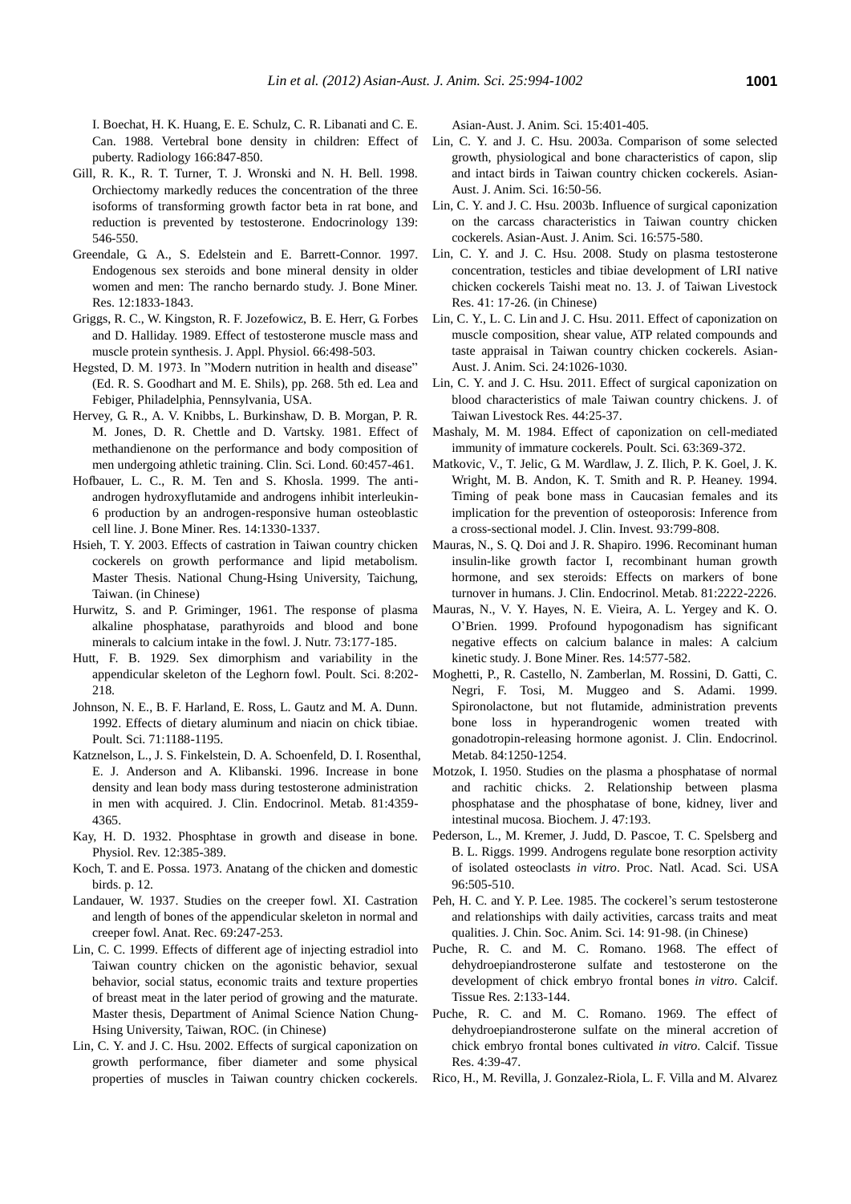I. Boechat, H. K. Huang, E. E. Schulz, C. R. Libanati and C. E. Can. 1988. Vertebral bone density in children: Effect of puberty. Radiology 166:847-850.

Gill, R. K., R. T. Turner, T. J. Wronski and N. H. Bell. 1998. Orchiectomy markedly reduces the concentration of the three isoforms of transforming growth factor beta in rat bone, and reduction is prevented by testosterone. Endocrinology 139: 546-550.

Greendale, G. A., S. Edelstein and E. Barrett-Connor. 1997. Endogenous sex steroids and bone mineral density in older women and men: The rancho bernardo study. J. Bone Miner. Res. 12:1833-1843.

Griggs, R. C., W. Kingston, R. F. Jozefowicz, B. E. Herr, G. Forbes and D. Halliday. 1989. Effect of testosterone muscle mass and muscle protein synthesis. J. Appl. Physiol. 66:498-503.

Hegsted, D. M. 1973. In "Modern nutrition in health and disease" (Ed. R. S. Goodhart and M. E. Shils), pp. 268. 5th ed. Lea and Febiger, Philadelphia, Pennsylvania, USA.

Hervey, G. R., A. V. Knibbs, L. Burkinshaw, D. B. Morgan, P. R. M. Jones, D. R. Chettle and D. Vartsky. 1981. Effect of methandienone on the performance and body composition of men undergoing athletic training. Clin. Sci. Lond. 60:457-461.

Hofbauer, L. C., R. M. Ten and S. Khosla. 1999. The anti-androgen hydroxyflutamide and androgens inhibit interleukin-6 production by an androgen-responsive human osteoblastic cell line. J. Bone Miner. Res. 14:1330-1337.

Hsieh, T. Y. 2003. Effects of castration in Taiwan country chicken cockerels on growth performance and lipid metabolism. Master Thesis. National Chung-Hsing University, Taichung, Taiwan. (in Chinese)

Hurwitz, S. and P. Griminger, 1961. The response of plasma alkaline phosphatase, parathyroids and blood and bone minerals to calcium intake in the fowl. J. Nutr. 73:177-185.

Hutt, F. B. 1929. Sex dimorphism and variability in the appendicular skeleton of the Leghorn fowl. Poult. Sci. 8:202-218.

Johnson, N. E., B. F. Harland, E. Ross, L. Gautz and M. A. Dunn. 1992. Effects of dietary aluminum and niacin on chick tibiae. Poult. Sci. 71:1188-1195.

Katznelson, L., J. S. Finkelstein, D. A. Schoenfeld, D. I. Rosenthal, E. J. Anderson and A. Klibanski. 1996. Increase in bone density and lean body mass during testosterone administration in men with acquired. J. Clin. Endocrinol. Metab. 81:4359-4365.

Kay, H. D. 1932. Phosphtase in growth and disease in bone. Physiol. Rev. 12:385-389.

Koch, T. and E. Possa. 1973. Anatang of the chicken and domestic birds. p. 12.

Landauer, W. 1937. Studies on the creeper fowl. XI. Castration and length of bones of the appendicular skeleton in normal and creeper fowl. Anat. Rec. 69:247-253.

Lin, C. C. 1999. Effects of different age of injecting estradiol into Taiwan country chicken on the agonistic behavior, sexual behavior, social status, economic traits and texture properties of breast meat in the later period of growing and the maturate. Master thesis, Department of Animal Science Nation Chung-Hsing University, Taiwan, ROC. (in Chinese)

Lin, C. Y. and J. C. Hsu. 2002. Effects of surgical caponization on growth performance, fiber diameter and some physical properties of muscles in Taiwan country chicken cockerels. Asian-Aust. J. Anim. Sci. 15:401-405.

Lin, C. Y. and J. C. Hsu. 2003a. Comparison of some selected growth, physiological and bone characteristics of capon, slip and intact birds in Taiwan country chicken cockerels. Asian-Aust. J. Anim. Sci. 16:50-56.

Lin, C. Y. and J. C. Hsu. 2003b. Influence of surgical caponization on the carcass characteristics in Taiwan country chicken cockerels. Asian-Aust. J. Anim. Sci. 16:575-580.

Lin, C. Y. and J. C. Hsu. 2008. Study on plasma testosterone concentration, testicles and tibiae development of LRI native chicken cockerels Taishi meat no. 13. J. of Taiwan Livestock Res. 41: 17-26. (in Chinese)

Lin, C. Y., L. C. Lin and J. C. Hsu. 2011. Effect of caponization on muscle composition, shear value, ATP related compounds and taste appraisal in Taiwan country chicken cockerels. Asian-Aust. J. Anim. Sci. 24:1026-1030.

Lin, C. Y. and J. C. Hsu. 2011. Effect of surgical caponization on blood characteristics of male Taiwan country chickens. J. of Taiwan Livestock Res. 44:25-37.

Mashaly, M. M. 1984. Effect of caponization on cell-mediated immunity of immature cockerels. Poult. Sci. 63:369-372.

Matkovic, V., T. Jelic, G. M. Wardlaw, J. Z. Ilich, P. K. Goel, J. K. Wright, M. B. Andon, K. T. Smith and R. P. Heaney. 1994. Timing of peak bone mass in Caucasian females and its implication for the prevention of osteoporosis: Inference from a cross-sectional model. J. Clin. Invest. 93:799-808.

Mauras, N., S. Q. Doi and J. R. Shapiro. 1996. Recominant human insulin-like growth factor I, recombinant human growth hormone, and sex steroids: Effects on markers of bone turnover in humans. J. Clin. Endocrinol. Metab. 81:2222-2226.

Mauras, N., V. Y. Hayes, N. E. Vieira, A. L. Yergey and K. O. O'Brien. 1999. Profound hypogonadism has significant negative effects on calcium balance in males: A calcium kinetic study. J. Bone Miner. Res. 14:577-582.

Moghetti, P., R. Castello, N. Zamberlan, M. Rossini, D. Gatti, C. Negri, F. Tosi, M. Muggeo and S. Adami. 1999. Spironolactone, but not flutamide, administration prevents bone loss in hyperandrogenic women treated with gonadotropin-releasing hormone agonist. J. Clin. Endocrinol. Metab. 84:1250-1254.

Motzok, I. 1950. Studies on the plasma a phosphatase of normal and rachitic chicks. 2. Relationship between plasma phosphatase and the phosphatase of bone, kidney, liver and intestinal mucosa. Biochem. J. 47:193.

Pederson, L., M. Kremer, J. Judd, D. Pascoe, T. C. Spelsberg and B. L. Riggs. 1999. Androgens regulate bone resorption activity of isolated osteoclasts *in vitro*. Proc. Natl. Acad. Sci. USA 96:505-510.

Peh, H. C. and Y. P. Lee. 1985. The cockerel's serum testosterone and relationships with daily activities, carcass traits and meat qualities. J. Chin. Soc. Anim. Sci. 14: 91-98. (in Chinese)

Puche, R. C. and M. C. Romano. 1968. The effect of dehydroepiandrosterone sulfate and testosterone on the development of chick embryo frontal bones *in vitro*. Calcif. Tissue Res. 2:133-144.

Puche, R. C. and M. C. Romano. 1969. The effect of dehydroepiandrosterone sulfate on the mineral accretion of chick embryo frontal bones cultivated *in vitro*. Calcif. Tissue Res. 4:39-47.

Rico, H., M. Revilla, J. Gonzalez-Riola, L. F. Villa and M. Alvarez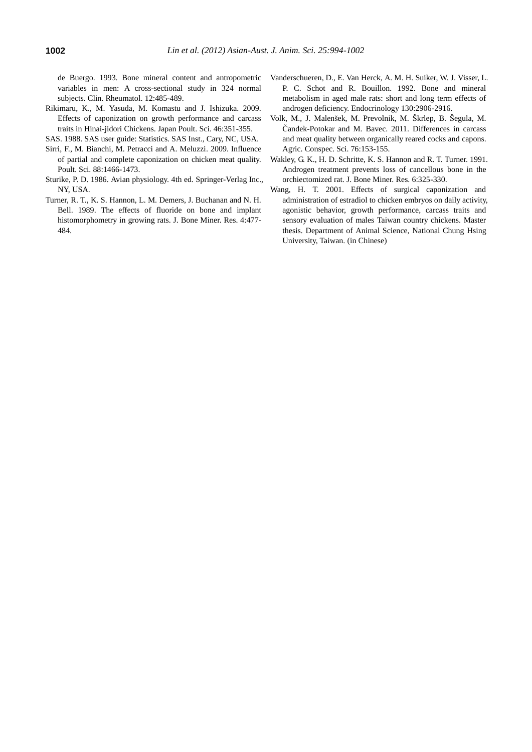de Buergo. 1993. Bone mineral content and antropometric variables in men: A cross-sectional study in 324 normal subjects. Clin. Rheumatol. 12:485-489.

Rikimaru, K., M. Yasuda, M. Komastu and J. Ishizuka. 2009. Effects of caponization on growth performance and carcass traits in Hinai-jidori Chickens. Japan Poult. Sci. 46:351-355.

SAS. 1988. SAS user guide: Statistics. SAS Inst., Cary, NC, USA.

Sirri, F., M. Bianchi, M. Petracci and A. Meluzzi. 2009. Influence of partial and complete caponization on chicken meat quality. Poult. Sci. 88:1466-1473.

Sturike, P. D. 1986. Avian physiology. 4th ed. Springer-Verlag Inc., NY, USA.

Turner, R. T., K. S. Hannon, L. M. Demers, J. Buchanan and N. H. Bell. 1989. The effects of fluoride on bone and implant histomorphometry in growing rats. J. Bone Miner. Res. 4:477-484.

Vanderschueren, D., E. Van Herck, A. M. H. Suiker, W. J. Visser, L. P. C. Schot and R. Bouillon. 1992. Bone and mineral metabolism in aged male rats: short and long term effects of androgen deficiency. Endocrinology 130:2906-2916.

Volk, M., J. Malenšek, M. Prevolnik, M. Škrlep, B. Šegula, M. Čandek-Potokar and M. Bavec. 2011. Differences in carcass and meat quality between organically reared cocks and capons. Agric. Conspec. Sci. 76:153-155.

Wakley, G. K., H. D. Schritte, K. S. Hannon and R. T. Turner. 1991. Androgen treatment prevents loss of cancellous bone in the orchiectomized rat. J. Bone Miner. Res. 6:325-330.

Wang, H. T. 2001. Effects of surgical caponization and administration of estradiol to chicken embryos on daily activity, agonistic behavior, growth performance, carcass traits and sensory evaluation of males Taiwan country chickens. Master thesis. Department of Animal Science, National Chung Hsing University, Taiwan. (in Chinese)